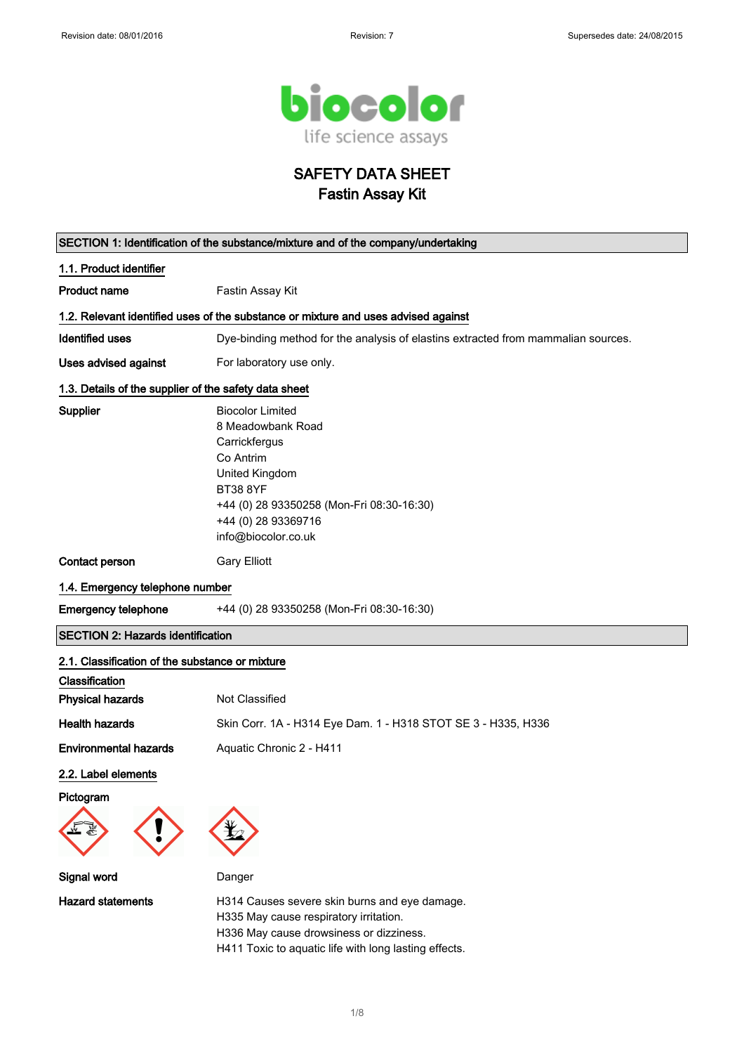Revision date: 08/01/2016 Revision: 7 Supersedes date: 24/08/2015

biocolor
life science assays

# SAFETY DATA SHEET
# Fastin Assay Kit

## SECTION 1: Identification of the substance/mixture and of the company/undertaking

### 1.1. Product identifier

**Product name** Fastin Assay Kit

### 1.2. Relevant identified uses of the substance or mixture and uses advised against

**Identified uses** Dye-binding method for the analysis of elastins extracted from mammalian sources.

**Uses advised against** For laboratory use only.

### 1.3. Details of the supplier of the safety data sheet

**Supplier**
Biocolor Limited
8 Meadowbank Road
Carrickfergus
Co Antrim
United Kingdom
BT38 8YF
+44 (0) 28 93350258 (Mon-Fri 08:30-16:30)
+44 (0) 28 93369716
info@biocolor.co.uk

**Contact person** Gary Elliott

### 1.4. Emergency telephone number

**Emergency telephone** +44 (0) 28 93350258 (Mon-Fri 08:30-16:30)

## SECTION 2: Hazards identification

### 2.1. Classification of the substance or mixture

**Classification**

**Physical hazards** Not Classified

**Health hazards** Skin Corr. 1A - H314 Eye Dam. 1 - H318 STOT SE 3 - H335, H336

**Environmental hazards** Aquatic Chronic 2 - H411

### 2.2. Label elements

**Pictogram**

**Signal word** Danger

**Hazard statements**
H314 Causes severe skin burns and eye damage.
H335 May cause respiratory irritation.
H336 May cause drowsiness or dizziness.
H411 Toxic to aquatic life with long lasting effects.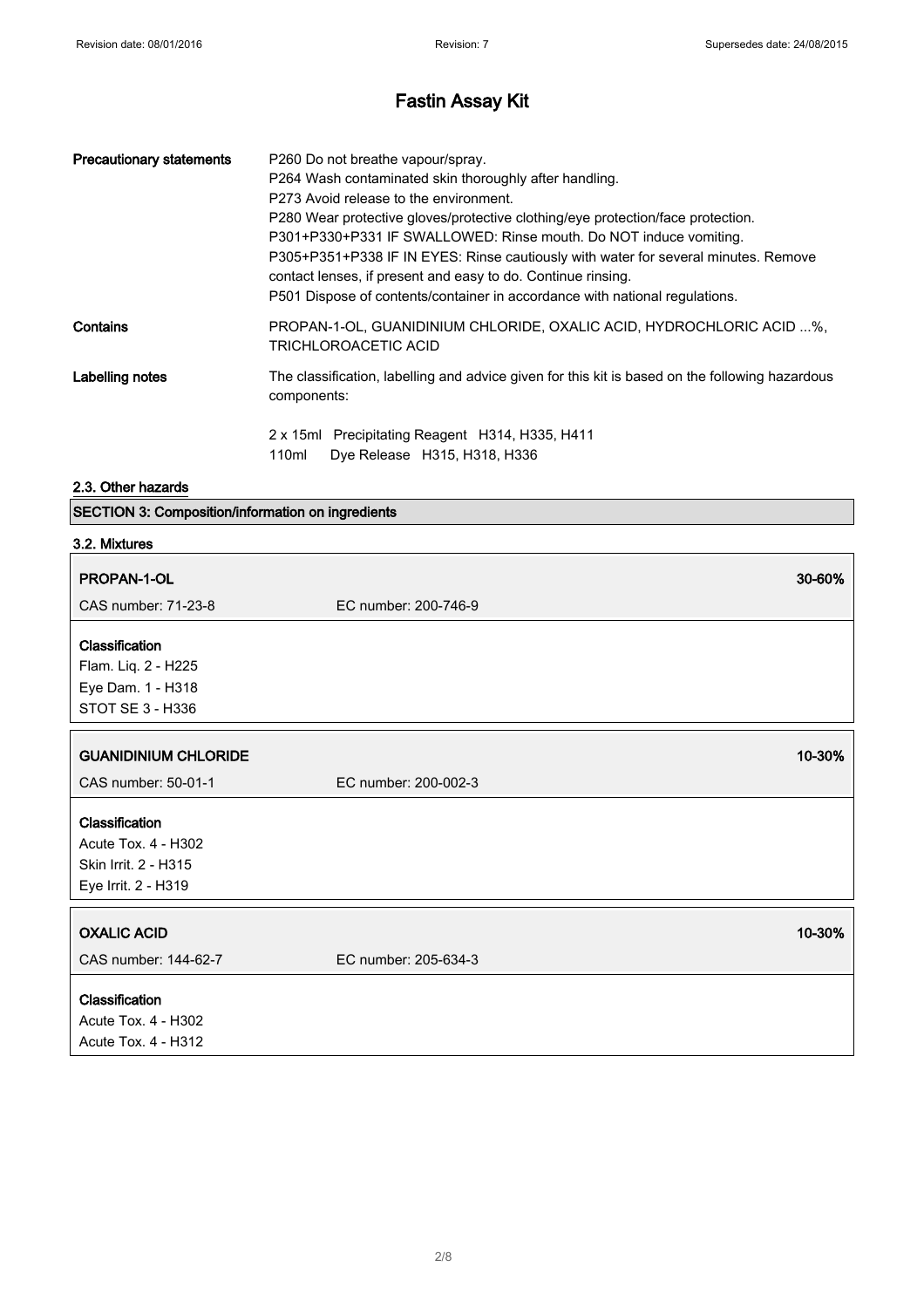# Fastin Assay Kit

| | |
|---|---|
| **Precautionary statements** | P260 Do not breathe vapour/spray.<br>P264 Wash contaminated skin thoroughly after handling.<br>P273 Avoid release to the environment.<br>P280 Wear protective gloves/protective clothing/eye protection/face protection.<br>P301+P330+P331 IF SWALLOWED: Rinse mouth. Do NOT induce vomiting.<br>P305+P351+P338 IF IN EYES: Rinse cautiously with water for several minutes. Remove contact lenses, if present and easy to do. Continue rinsing.<br>P501 Dispose of contents/container in accordance with national regulations. |
| **Contains** | PROPAN-1-OL, GUANIDINIUM CHLORIDE, OXALIC ACID, HYDROCHLORIC ACID ...%, TRICHLOROACETIC ACID |
| **Labelling notes** | The classification, labelling and advice given for this kit is based on the following hazardous components:<br><br>2 x 15ml Precipitating Reagent H314, H335, H411<br>110ml Dye Release H315, H318, H336 |

### 2.3. Other hazards

## SECTION 3: Composition/information on ingredients

### 3.2. Mixtures

**PROPAN-1-OL** — 30-60%

CAS number: 71-23-8 EC number: 200-746-9

**Classification**
Flam. Liq. 2 - H225
Eye Dam. 1 - H318
STOT SE 3 - H336

**GUANIDINIUM CHLORIDE** — 10-30%

CAS number: 50-01-1 EC number: 200-002-3

**Classification**
Acute Tox. 4 - H302
Skin Irrit. 2 - H315
Eye Irrit. 2 - H319

**OXALIC ACID** — 10-30%

CAS number: 144-62-7 EC number: 205-634-3

**Classification**
Acute Tox. 4 - H302
Acute Tox. 4 - H312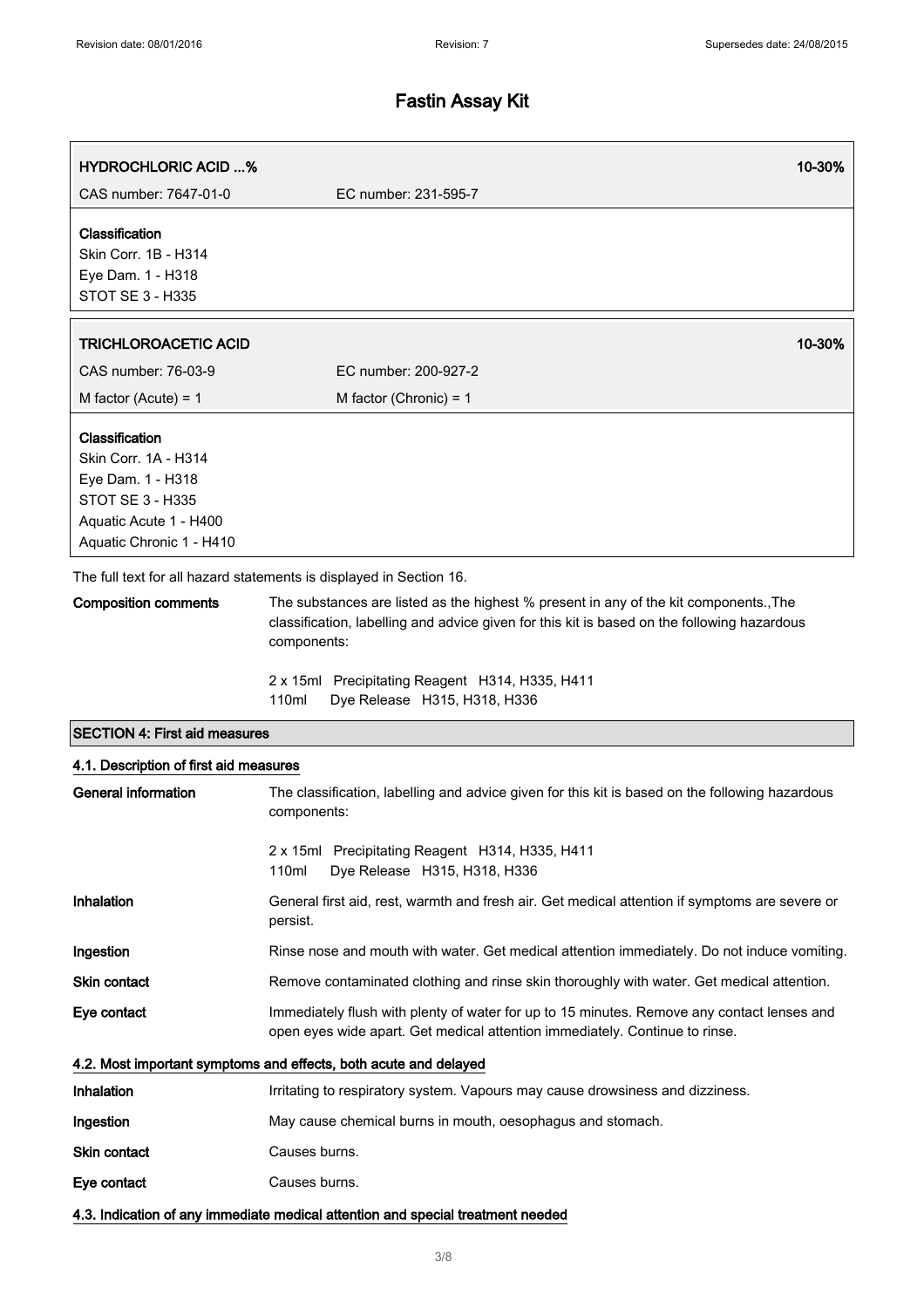| HYDROCHLORIC ACID ...% | | 10-30% |
|---|---|---|
| CAS number: 7647-01-0 | EC number: 231-595-7 | |

**Classification**
Skin Corr. 1B - H314
Eye Dam. 1 - H318
STOT SE 3 - H335

| TRICHLOROACETIC ACID | | 10-30% |
|---|---|---|
| CAS number: 76-03-9 | EC number: 200-927-2 | |
| M factor (Acute) = 1 | M factor (Chronic) = 1 | |

**Classification**
Skin Corr. 1A - H314
Eye Dam. 1 - H318
STOT SE 3 - H335
Aquatic Acute 1 - H400
Aquatic Chronic 1 - H410

The full text for all hazard statements is displayed in Section 16.

**Composition comments** The substances are listed as the highest % present in any of the kit components.,The classification, labelling and advice given for this kit is based on the following hazardous components:

2 x 15ml Precipitating Reagent H314, H335, H411
110ml Dye Release H315, H318, H336

## SECTION 4: First aid measures

### 4.1. Description of first aid measures

**General information** The classification, labelling and advice given for this kit is based on the following hazardous components:

2 x 15ml Precipitating Reagent H314, H335, H411
110ml Dye Release H315, H318, H336

**Inhalation** General first aid, rest, warmth and fresh air. Get medical attention if symptoms are severe or persist.

**Ingestion** Rinse nose and mouth with water. Get medical attention immediately. Do not induce vomiting.

**Skin contact** Remove contaminated clothing and rinse skin thoroughly with water. Get medical attention.

**Eye contact** Immediately flush with plenty of water for up to 15 minutes. Remove any contact lenses and open eyes wide apart. Get medical attention immediately. Continue to rinse.

### 4.2. Most important symptoms and effects, both acute and delayed

**Inhalation** Irritating to respiratory system. Vapours may cause drowsiness and dizziness.

**Ingestion** May cause chemical burns in mouth, oesophagus and stomach.

**Skin contact** Causes burns.

**Eye contact** Causes burns.

### 4.3. Indication of any immediate medical attention and special treatment needed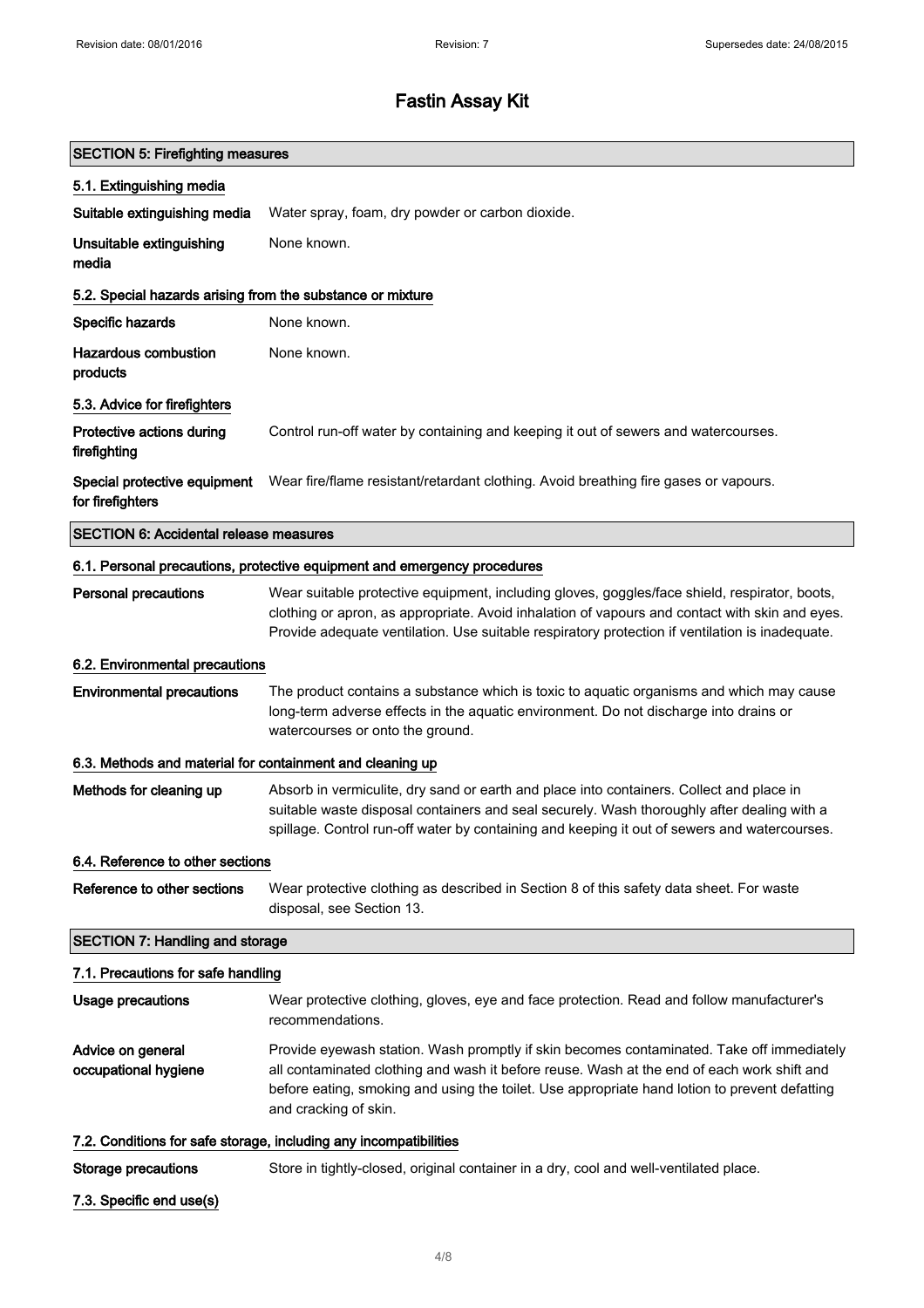# Fastin Assay Kit

## SECTION 5: Firefighting measures

### 5.1. Extinguishing media

**Suitable extinguishing media** Water spray, foam, dry powder or carbon dioxide.

**Unsuitable extinguishing media** None known.

### 5.2. Special hazards arising from the substance or mixture

**Specific hazards** None known.

**Hazardous combustion products** None known.

### 5.3. Advice for firefighters

**Protective actions during firefighting** Control run-off water by containing and keeping it out of sewers and watercourses.

**Special protective equipment for firefighters** Wear fire/flame resistant/retardant clothing. Avoid breathing fire gases or vapours.

## SECTION 6: Accidental release measures

### 6.1. Personal precautions, protective equipment and emergency procedures

**Personal precautions** Wear suitable protective equipment, including gloves, goggles/face shield, respirator, boots, clothing or apron, as appropriate. Avoid inhalation of vapours and contact with skin and eyes. Provide adequate ventilation. Use suitable respiratory protection if ventilation is inadequate.

### 6.2. Environmental precautions

**Environmental precautions** The product contains a substance which is toxic to aquatic organisms and which may cause long-term adverse effects in the aquatic environment. Do not discharge into drains or watercourses or onto the ground.

### 6.3. Methods and material for containment and cleaning up

**Methods for cleaning up** Absorb in vermiculite, dry sand or earth and place into containers. Collect and place in suitable waste disposal containers and seal securely. Wash thoroughly after dealing with a spillage. Control run-off water by containing and keeping it out of sewers and watercourses.

### 6.4. Reference to other sections

**Reference to other sections** Wear protective clothing as described in Section 8 of this safety data sheet. For waste disposal, see Section 13.

## SECTION 7: Handling and storage

### 7.1. Precautions for safe handling

**Usage precautions** Wear protective clothing, gloves, eye and face protection. Read and follow manufacturer's recommendations.

**Advice on general occupational hygiene** Provide eyewash station. Wash promptly if skin becomes contaminated. Take off immediately all contaminated clothing and wash it before reuse. Wash at the end of each work shift and before eating, smoking and using the toilet. Use appropriate hand lotion to prevent defatting and cracking of skin.

### 7.2. Conditions for safe storage, including any incompatibilities

**Storage precautions** Store in tightly-closed, original container in a dry, cool and well-ventilated place.

### 7.3. Specific end use(s)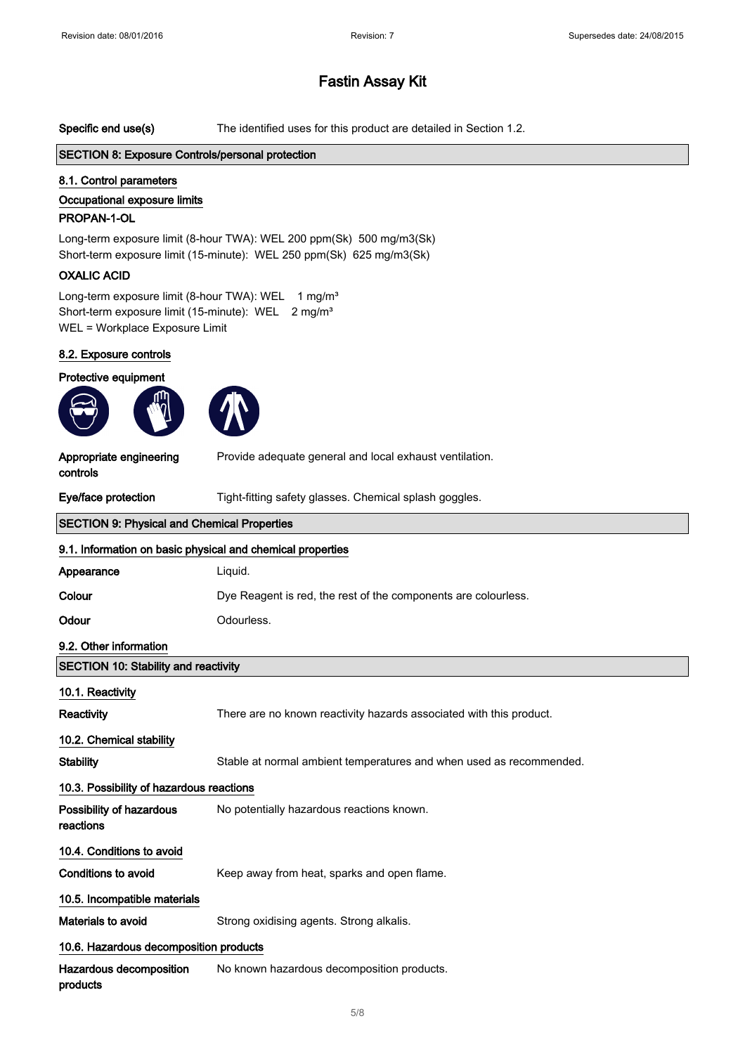# Fastin Assay Kit

**Specific end use(s)** The identified uses for this product are detailed in Section 1.2.

## SECTION 8: Exposure Controls/personal protection

### 8.1. Control parameters

**Occupational exposure limits**

**PROPAN-1-OL**

Long-term exposure limit (8-hour TWA): WEL 200 ppm(Sk) 500 mg/m3(Sk)
Short-term exposure limit (15-minute): WEL 250 ppm(Sk) 625 mg/m3(Sk)

**OXALIC ACID**

Long-term exposure limit (8-hour TWA): WEL 1 mg/m³
Short-term exposure limit (15-minute): WEL 2 mg/m³
WEL = Workplace Exposure Limit

### 8.2. Exposure controls

**Protective equipment**

**Appropriate engineering controls** Provide adequate general and local exhaust ventilation.

**Eye/face protection** Tight-fitting safety glasses. Chemical splash goggles.

## SECTION 9: Physical and Chemical Properties

### 9.1. Information on basic physical and chemical properties

**Appearance** Liquid.

**Colour** Dye Reagent is red, the rest of the components are colourless.

**Odour** Odourless.

### 9.2. Other information

## SECTION 10: Stability and reactivity

### 10.1. Reactivity

**Reactivity** There are no known reactivity hazards associated with this product.

### 10.2. Chemical stability

**Stability** Stable at normal ambient temperatures and when used as recommended.

### 10.3. Possibility of hazardous reactions

**Possibility of hazardous reactions** No potentially hazardous reactions known.

### 10.4. Conditions to avoid

**Conditions to avoid** Keep away from heat, sparks and open flame.

### 10.5. Incompatible materials

**Materials to avoid** Strong oxidising agents. Strong alkalis.

### 10.6. Hazardous decomposition products

**Hazardous decomposition products** No known hazardous decomposition products.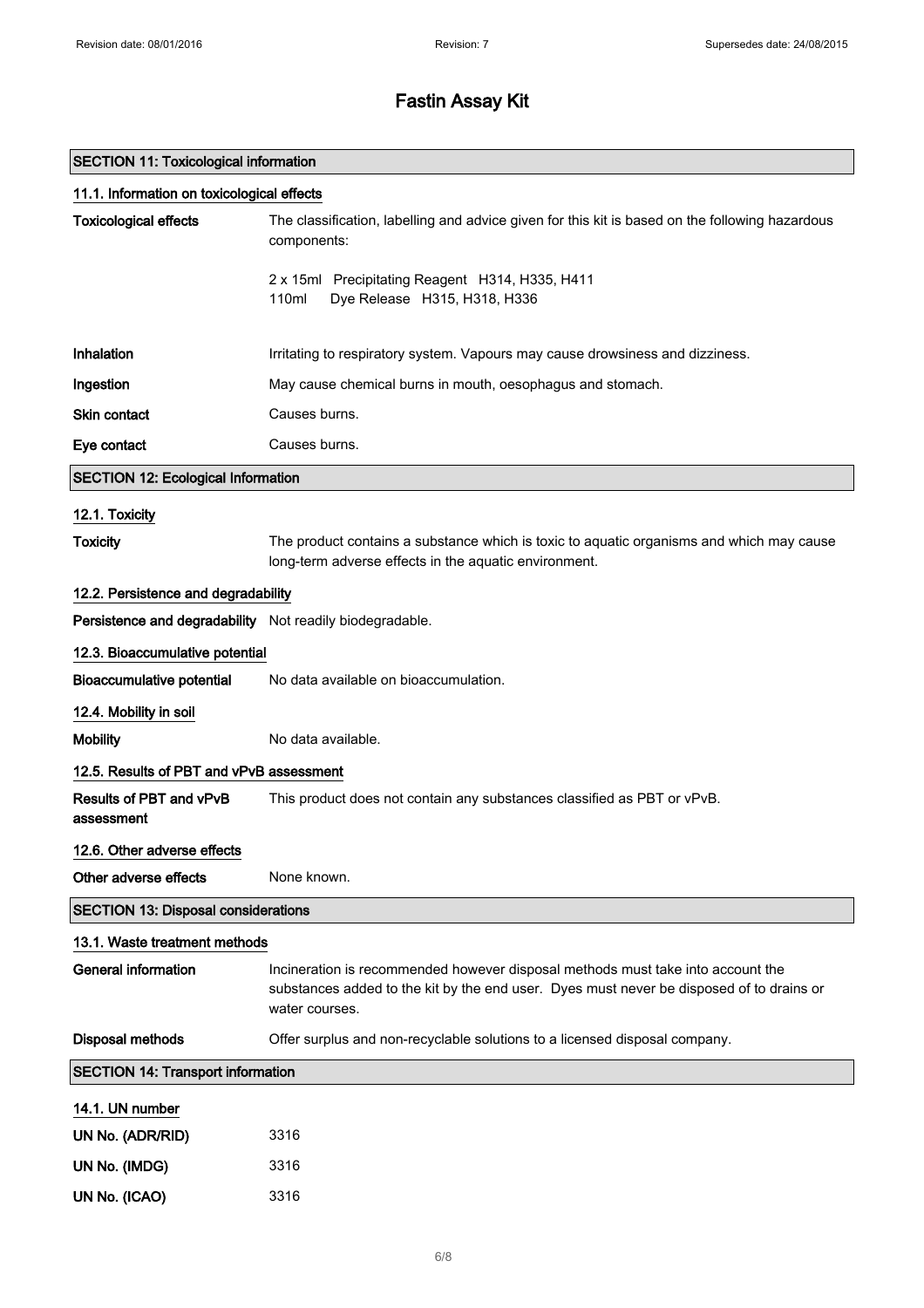# Fastin Assay Kit

## SECTION 11: Toxicological information

### 11.1. Information on toxicological effects

**Toxicological effects**: The classification, labelling and advice given for this kit is based on the following hazardous components:

2 x 15ml Precipitating Reagent H314, H335, H411
110ml Dye Release H315, H318, H336

**Inhalation**: Irritating to respiratory system. Vapours may cause drowsiness and dizziness.

**Ingestion**: May cause chemical burns in mouth, oesophagus and stomach.

**Skin contact**: Causes burns.

**Eye contact**: Causes burns.

## SECTION 12: Ecological Information

### 12.1. Toxicity

**Toxicity**: The product contains a substance which is toxic to aquatic organisms and which may cause long-term adverse effects in the aquatic environment.

### 12.2. Persistence and degradability

**Persistence and degradability**: Not readily biodegradable.

### 12.3. Bioaccumulative potential

**Bioaccumulative potential**: No data available on bioaccumulation.

### 12.4. Mobility in soil

**Mobility**: No data available.

### 12.5. Results of PBT and vPvB assessment

**Results of PBT and vPvB assessment**: This product does not contain any substances classified as PBT or vPvB.

### 12.6. Other adverse effects

**Other adverse effects**: None known.

## SECTION 13: Disposal considerations

### 13.1. Waste treatment methods

**General information**: Incineration is recommended however disposal methods must take into account the substances added to the kit by the end user. Dyes must never be disposed of to drains or water courses.

**Disposal methods**: Offer surplus and non-recyclable solutions to a licensed disposal company.

## SECTION 14: Transport information

### 14.1. UN number

**UN No. (ADR/RID)**: 3316

**UN No. (IMDG)**: 3316

**UN No. (ICAO)**: 3316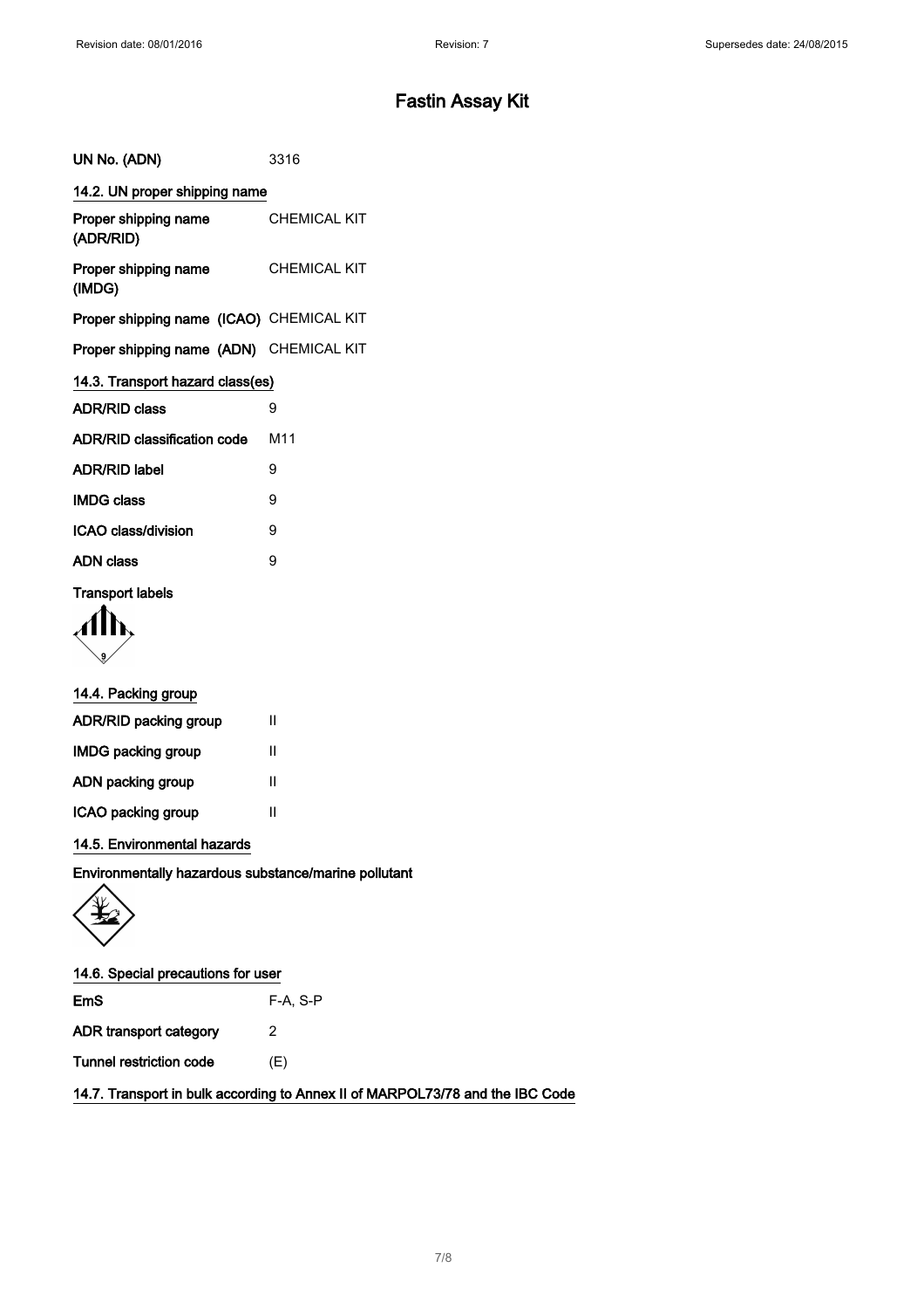# Fastin Assay Kit

| | |
|---|---|
| **UN No. (ADN)** | 3316 |

### 14.2. UN proper shipping name

| | |
|---|---|
| **Proper shipping name (ADR/RID)** | CHEMICAL KIT |
| **Proper shipping name (IMDG)** | CHEMICAL KIT |
| **Proper shipping name (ICAO)** | CHEMICAL KIT |
| **Proper shipping name (ADN)** | CHEMICAL KIT |

### 14.3. Transport hazard class(es)

| | |
|---|---|
| **ADR/RID class** | 9 |
| **ADR/RID classification code** | M11 |
| **ADR/RID label** | 9 |
| **IMDG class** | 9 |
| **ICAO class/division** | 9 |
| **ADN class** | 9 |

**Transport labels**

### 14.4. Packing group

| | |
|---|---|
| **ADR/RID packing group** | II |
| **IMDG packing group** | II |
| **ADN packing group** | II |
| **ICAO packing group** | II |

### 14.5. Environmental hazards

**Environmentally hazardous substance/marine pollutant**

### 14.6. Special precautions for user

| | |
|---|---|
| **EmS** | F-A, S-P |
| **ADR transport category** | 2 |
| **Tunnel restriction code** | (E) |

### 14.7. Transport in bulk according to Annex II of MARPOL73/78 and the IBC Code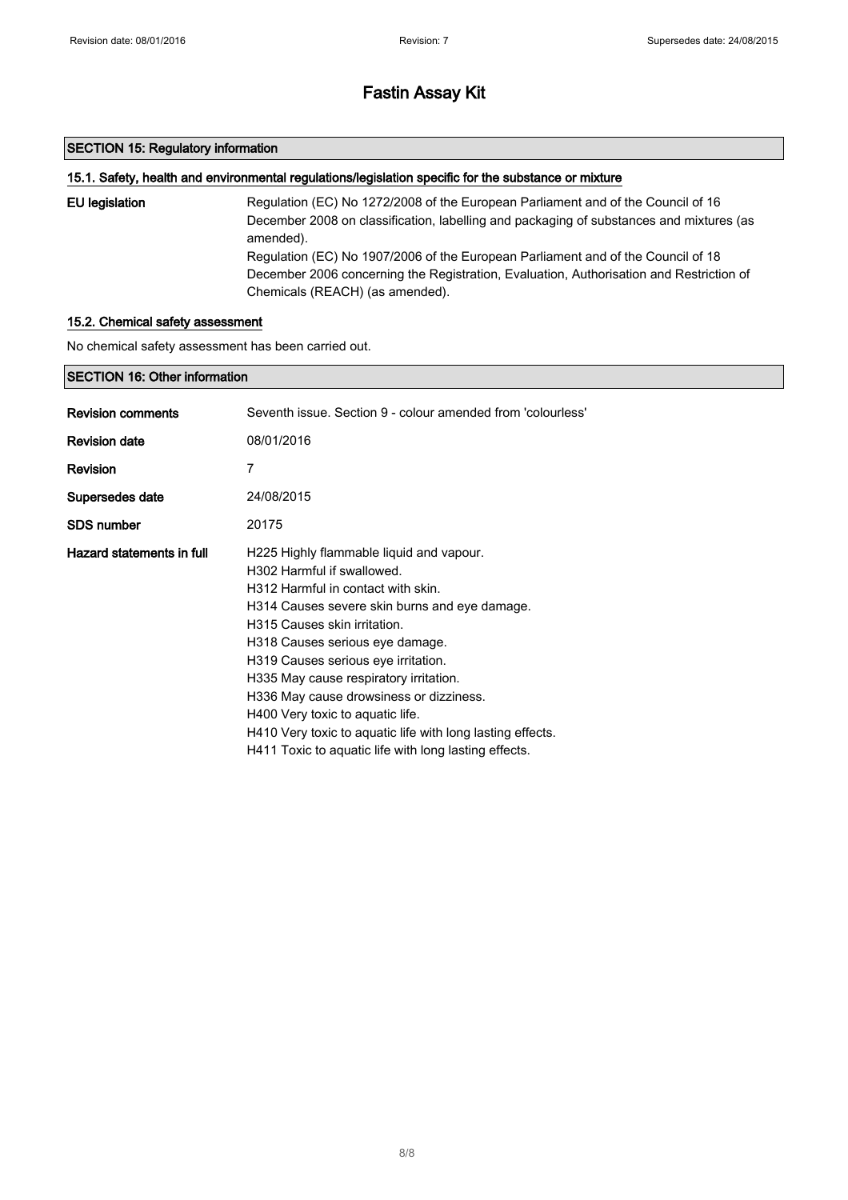# Fastin Assay Kit

## SECTION 15: Regulatory information

### 15.1. Safety, health and environmental regulations/legislation specific for the substance or mixture

**EU legislation**

Regulation (EC) No 1272/2008 of the European Parliament and of the Council of 16 December 2008 on classification, labelling and packaging of substances and mixtures (as amended).

Regulation (EC) No 1907/2006 of the European Parliament and of the Council of 18 December 2006 concerning the Registration, Evaluation, Authorisation and Restriction of Chemicals (REACH) (as amended).

### 15.2. Chemical safety assessment

No chemical safety assessment has been carried out.

## SECTION 16: Other information

| | |
|---|---|
| **Revision comments** | Seventh issue. Section 9 - colour amended from 'colourless' |
| **Revision date** | 08/01/2016 |
| **Revision** | 7 |
| **Supersedes date** | 24/08/2015 |
| **SDS number** | 20175 |
| **Hazard statements in full** | H225 Highly flammable liquid and vapour.<br>H302 Harmful if swallowed.<br>H312 Harmful in contact with skin.<br>H314 Causes severe skin burns and eye damage.<br>H315 Causes skin irritation.<br>H318 Causes serious eye damage.<br>H319 Causes serious eye irritation.<br>H335 May cause respiratory irritation.<br>H336 May cause drowsiness or dizziness.<br>H400 Very toxic to aquatic life.<br>H410 Very toxic to aquatic life with long lasting effects.<br>H411 Toxic to aquatic life with long lasting effects. |